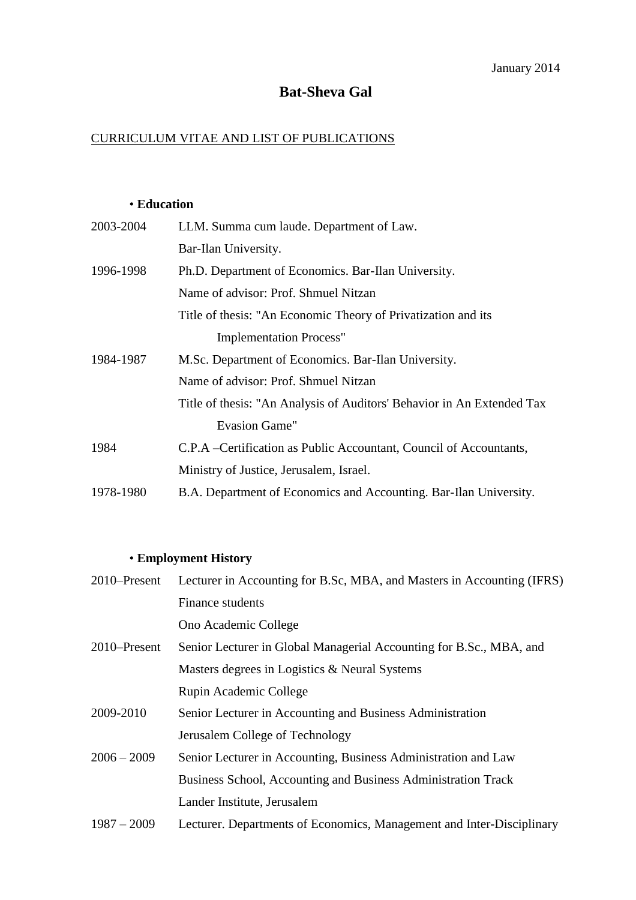January 2014

# Bat-Sheva Gal

CURRICULUM VITAE AND LIST OF PUBLICATIONS

## • Education

| | |
|---|---|
| 2003-2004 | LLM. Summa cum laude. Department of Law. Bar-Ilan University. |
| 1996-1998 | Ph.D. Department of Economics. Bar-Ilan University. Name of advisor: Prof. Shmuel Nitzan. Title of thesis: "An Economic Theory of Privatization and its Implementation Process" |
| 1984-1987 | M.Sc. Department of Economics. Bar-Ilan University. Name of advisor: Prof. Shmuel Nitzan. Title of thesis: "An Analysis of Auditors' Behavior in An Extended Tax Evasion Game" |
| 1984 | C.P.A –Certification as Public Accountant, Council of Accountants, Ministry of Justice, Jerusalem, Israel. |
| 1978-1980 | B.A. Department of Economics and Accounting. Bar-Ilan University. |

## • Employment History

| | |
|---|---|
| 2010–Present | Lecturer in Accounting for B.Sc, MBA, and Masters in Accounting (IFRS) Finance students. Ono Academic College |
| 2010–Present | Senior Lecturer in Global Managerial Accounting for B.Sc., MBA, and Masters degrees in Logistics & Neural Systems. Rupin Academic College |
| 2009-2010 | Senior Lecturer in Accounting and Business Administration. Jerusalem College of Technology |
| 2006 – 2009 | Senior Lecturer in Accounting, Business Administration and Law. Business School, Accounting and Business Administration Track. Lander Institute, Jerusalem |
| 1987 – 2009 | Lecturer. Departments of Economics, Management and Inter-Disciplinary |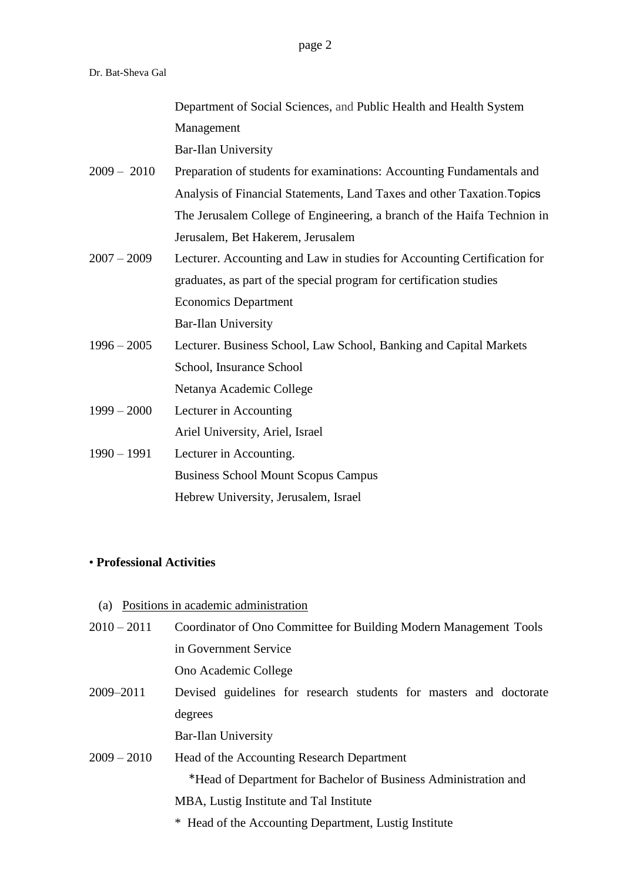| | |
|---|---|
| | Department of Social Sciences, and Public Health and Health System Management<br>Bar-Ilan University |
| 2009 – 2010 | Preparation of students for examinations: Accounting Fundamentals and Analysis of Financial Statements, Land Taxes and other Taxation.Topics<br>The Jerusalem College of Engineering, a branch of the Haifa Technion in Jerusalem, Bet Hakerem, Jerusalem |
| 2007 – 2009 | Lecturer. Accounting and Law in studies for Accounting Certification for graduates, as part of the special program for certification studies<br>Economics Department<br>Bar-Ilan University |
| 1996 – 2005 | Lecturer. Business School, Law School, Banking and Capital Markets School, Insurance School<br>Netanya Academic College |
| 1999 – 2000 | Lecturer in Accounting<br>Ariel University, Ariel, Israel |
| 1990 – 1991 | Lecturer in Accounting.<br>Business School Mount Scopus Campus<br>Hebrew University, Jerusalem, Israel |

• **Professional Activities**

(a) Positions in academic administration

| | |
|---|---|
| 2010 – 2011 | Coordinator of Ono Committee for Building Modern Management Tools in Government Service<br>Ono Academic College |
| 2009–2011 | Devised guidelines for research students for masters and doctorate degrees<br>Bar-Ilan University |
| 2009 – 2010 | Head of the Accounting Research Department<br>*Head of Department for Bachelor of Business Administration and MBA, Lustig Institute and Tal Institute<br>* Head of the Accounting Department, Lustig Institute |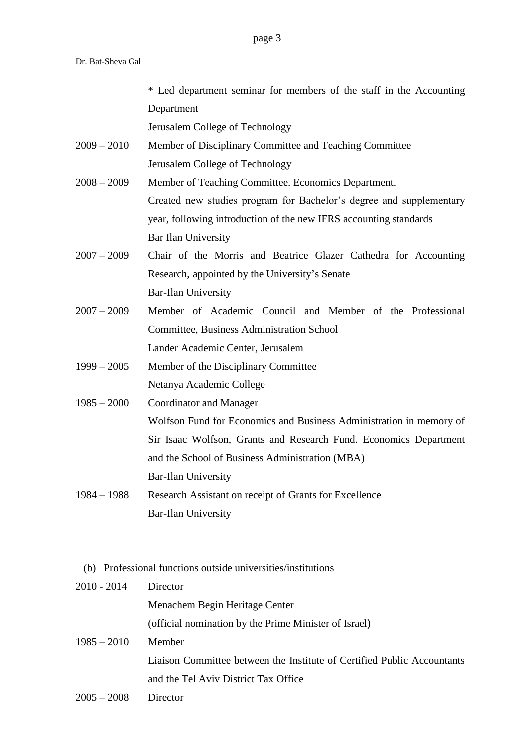\* Led department seminar for members of the staff in the Accounting Department
Jerusalem College of Technology

2009 – 2010 Member of Disciplinary Committee and Teaching Committee
Jerusalem College of Technology

2008 – 2009 Member of Teaching Committee. Economics Department.
Created new studies program for Bachelor's degree and supplementary year, following introduction of the new IFRS accounting standards
Bar Ilan University

2007 – 2009 Chair of the Morris and Beatrice Glazer Cathedra for Accounting Research, appointed by the University's Senate
Bar-Ilan University

2007 – 2009 Member of Academic Council and Member of the Professional Committee, Business Administration School
Lander Academic Center, Jerusalem

1999 – 2005 Member of the Disciplinary Committee
Netanya Academic College

1985 – 2000 Coordinator and Manager
Wolfson Fund for Economics and Business Administration in memory of Sir Isaac Wolfson, Grants and Research Fund. Economics Department and the School of Business Administration (MBA)
Bar-Ilan University

1984 – 1988 Research Assistant on receipt of Grants for Excellence
Bar-Ilan University

(b) Professional functions outside universities/institutions

2010 - 2014 Director
Menachem Begin Heritage Center
(official nomination by the Prime Minister of Israel)

1985 – 2010 Member
Liaison Committee between the Institute of Certified Public Accountants and the Tel Aviv District Tax Office

2005 – 2008 Director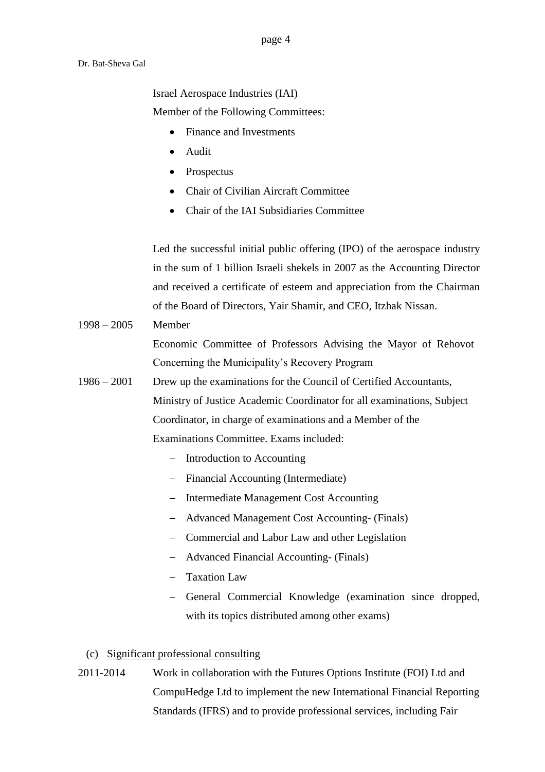Israel Aerospace Industries (IAI)

Member of the Following Committees:

- Finance and Investments
- Audit
- Prospectus
- Chair of Civilian Aircraft Committee
- Chair of the IAI Subsidiaries Committee

Led the successful initial public offering (IPO) of the aerospace industry in the sum of 1 billion Israeli shekels in 2007 as the Accounting Director and received a certificate of esteem and appreciation from the Chairman of the Board of Directors, Yair Shamir, and CEO, Itzhak Nissan.

1998 – 2005 Member

Economic Committee of Professors Advising the Mayor of Rehovot Concerning the Municipality's Recovery Program

1986 – 2001 Drew up the examinations for the Council of Certified Accountants, Ministry of Justice Academic Coordinator for all examinations, Subject Coordinator, in charge of examinations and a Member of the Examinations Committee. Exams included:

- Introduction to Accounting
- Financial Accounting (Intermediate)
- Intermediate Management Cost Accounting
- Advanced Management Cost Accounting- (Finals)
- Commercial and Labor Law and other Legislation
- Advanced Financial Accounting- (Finals)
- Taxation Law
- General Commercial Knowledge (examination since dropped, with its topics distributed among other exams)

(c) <u>Significant professional consulting</u>

2011-2014 Work in collaboration with the Futures Options Institute (FOI) Ltd and CompuHedge Ltd to implement the new International Financial Reporting Standards (IFRS) and to provide professional services, including Fair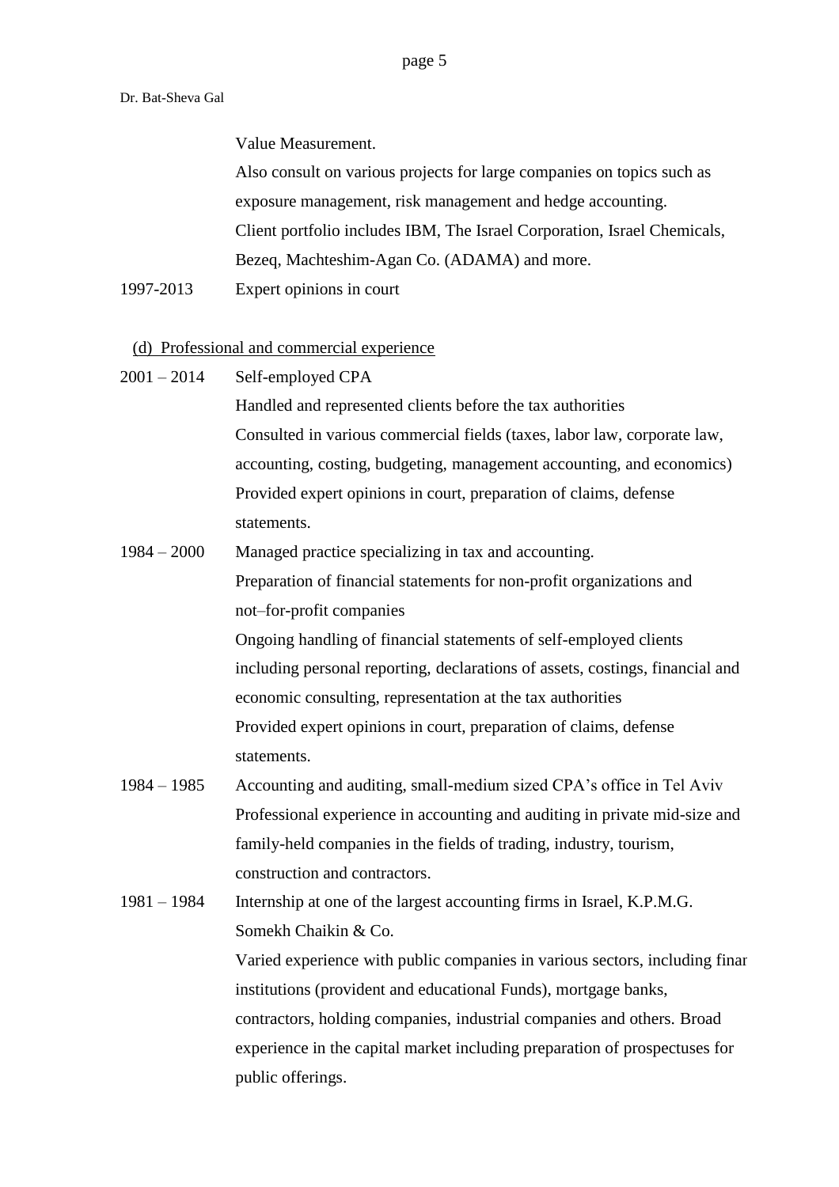Value Measurement.
Also consult on various projects for large companies on topics such as exposure management, risk management and hedge accounting.
Client portfolio includes IBM, The Israel Corporation, Israel Chemicals, Bezeq, Machteshim-Agan Co. (ADAMA) and more.

1997-2013 Expert opinions in court

(d) Professional and commercial experience

2001 – 2014 Self-employed CPA
Handled and represented clients before the tax authorities
Consulted in various commercial fields (taxes, labor law, corporate law, accounting, costing, budgeting, management accounting, and economics)
Provided expert opinions in court, preparation of claims, defense statements.

1984 – 2000 Managed practice specializing in tax and accounting.
Preparation of financial statements for non-profit organizations and not–for-profit companies
Ongoing handling of financial statements of self-employed clients including personal reporting, declarations of assets, costings, financial and economic consulting, representation at the tax authorities
Provided expert opinions in court, preparation of claims, defense statements.

1984 – 1985 Accounting and auditing, small-medium sized CPA's office in Tel Aviv
Professional experience in accounting and auditing in private mid-size and family-held companies in the fields of trading, industry, tourism, construction and contractors.

1981 – 1984 Internship at one of the largest accounting firms in Israel, K.P.M.G. Somekh Chaikin & Co.
Varied experience with public companies in various sectors, including finar institutions (provident and educational Funds), mortgage banks, contractors, holding companies, industrial companies and others. Broad experience in the capital market including preparation of prospectuses for public offerings.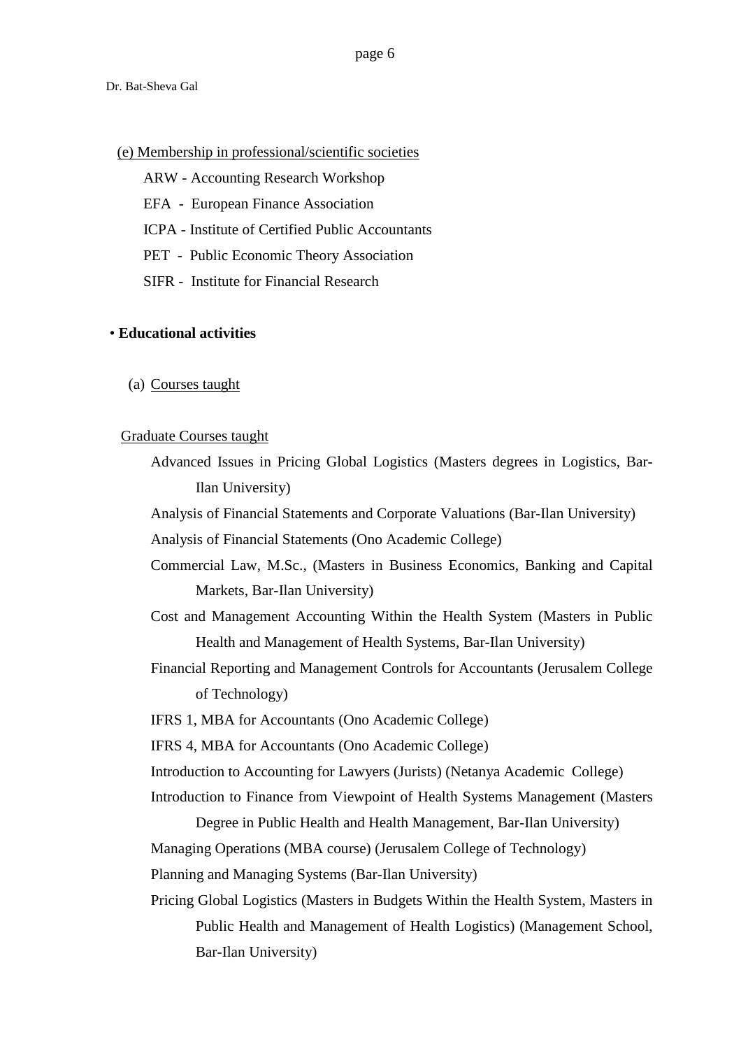(e) Membership in professional/scientific societies

ARW - Accounting Research Workshop

EFA - European Finance Association

ICPA - Institute of Certified Public Accountants

PET - Public Economic Theory Association

SIFR - Institute for Financial Research

- **Educational activities**

(a) Courses taught

Graduate Courses taught

Advanced Issues in Pricing Global Logistics (Masters degrees in Logistics, Bar-Ilan University)

Analysis of Financial Statements and Corporate Valuations (Bar-Ilan University)

Analysis of Financial Statements (Ono Academic College)

Commercial Law, M.Sc., (Masters in Business Economics, Banking and Capital Markets, Bar-Ilan University)

Cost and Management Accounting Within the Health System (Masters in Public Health and Management of Health Systems, Bar-Ilan University)

Financial Reporting and Management Controls for Accountants (Jerusalem College of Technology)

IFRS 1, MBA for Accountants (Ono Academic College)

IFRS 4, MBA for Accountants (Ono Academic College)

Introduction to Accounting for Lawyers (Jurists) (Netanya Academic College)

Introduction to Finance from Viewpoint of Health Systems Management (Masters Degree in Public Health and Health Management, Bar-Ilan University)

Managing Operations (MBA course) (Jerusalem College of Technology)

Planning and Managing Systems (Bar-Ilan University)

Pricing Global Logistics (Masters in Budgets Within the Health System, Masters in Public Health and Management of Health Logistics) (Management School, Bar-Ilan University)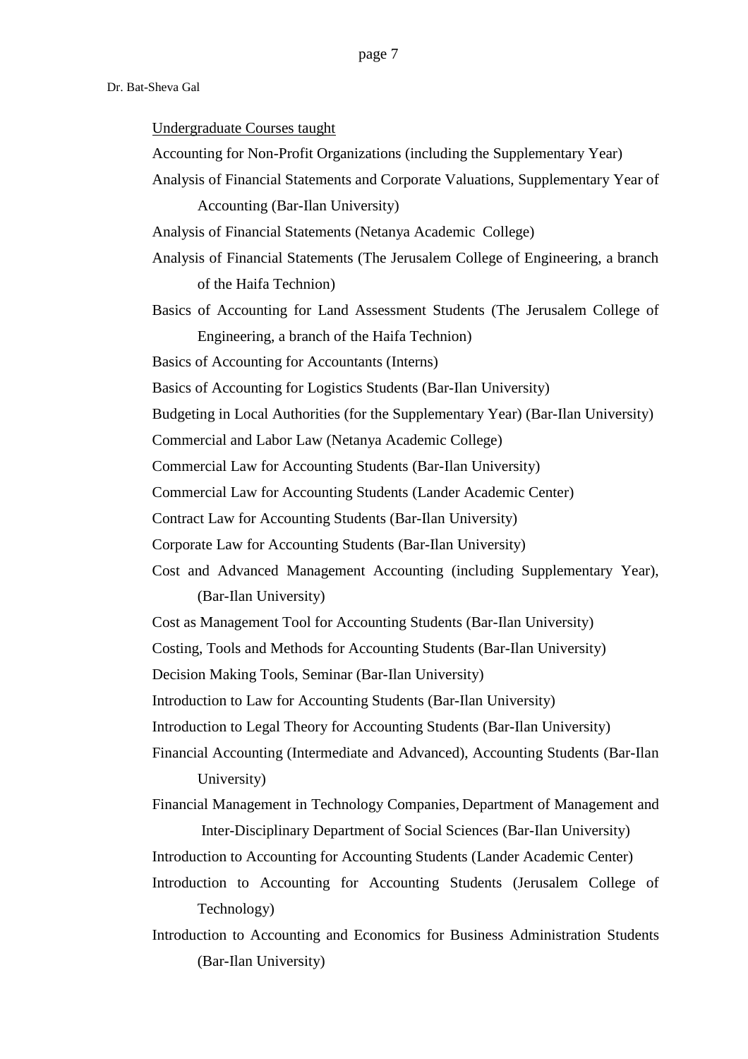Undergraduate Courses taught

Accounting for Non-Profit Organizations (including the Supplementary Year)

Analysis of Financial Statements and Corporate Valuations, Supplementary Year of Accounting (Bar-Ilan University)

Analysis of Financial Statements (Netanya Academic College)

Analysis of Financial Statements (The Jerusalem College of Engineering, a branch of the Haifa Technion)

Basics of Accounting for Land Assessment Students (The Jerusalem College of Engineering, a branch of the Haifa Technion)

Basics of Accounting for Accountants (Interns)

Basics of Accounting for Logistics Students (Bar-Ilan University)

Budgeting in Local Authorities (for the Supplementary Year) (Bar-Ilan University)

Commercial and Labor Law (Netanya Academic College)

Commercial Law for Accounting Students (Bar-Ilan University)

Commercial Law for Accounting Students (Lander Academic Center)

Contract Law for Accounting Students (Bar-Ilan University)

Corporate Law for Accounting Students (Bar-Ilan University)

Cost and Advanced Management Accounting (including Supplementary Year), (Bar-Ilan University)

Cost as Management Tool for Accounting Students (Bar-Ilan University)

Costing, Tools and Methods for Accounting Students (Bar-Ilan University)

Decision Making Tools, Seminar (Bar-Ilan University)

Introduction to Law for Accounting Students (Bar-Ilan University)

Introduction to Legal Theory for Accounting Students (Bar-Ilan University)

Financial Accounting (Intermediate and Advanced), Accounting Students (Bar-Ilan University)

Financial Management in Technology Companies, Department of Management and Inter-Disciplinary Department of Social Sciences (Bar-Ilan University)

Introduction to Accounting for Accounting Students (Lander Academic Center)

Introduction to Accounting for Accounting Students (Jerusalem College of Technology)

Introduction to Accounting and Economics for Business Administration Students (Bar-Ilan University)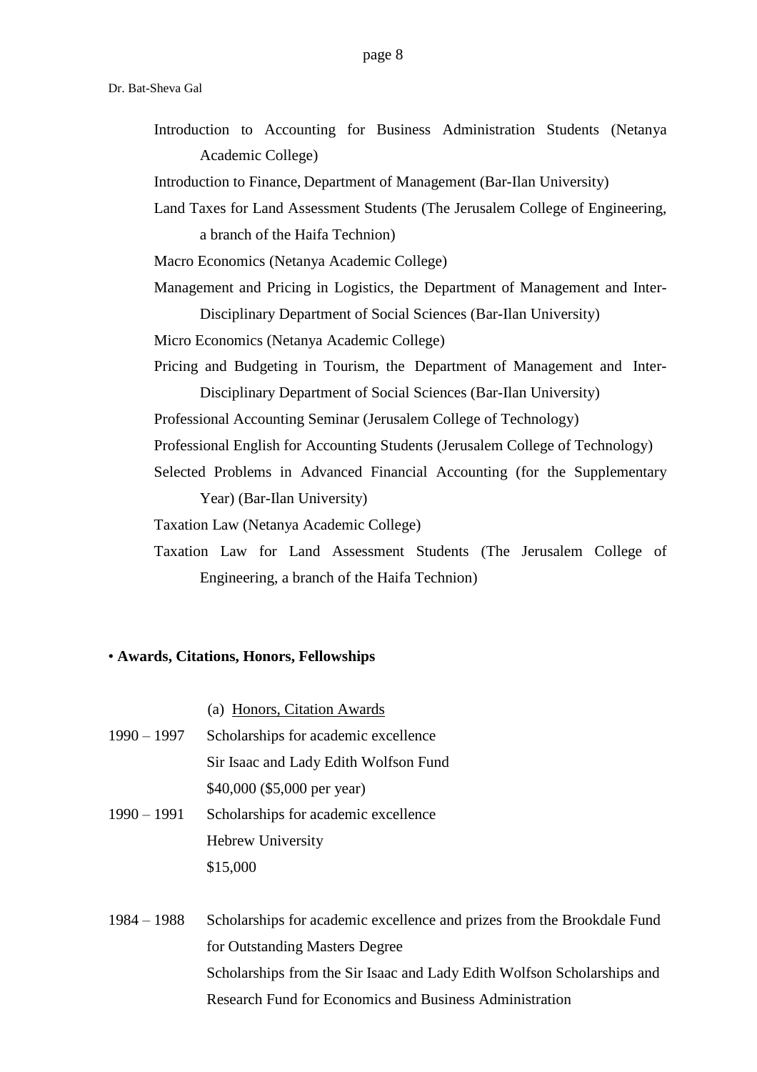Introduction to Accounting for Business Administration Students (Netanya Academic College)

Introduction to Finance, Department of Management (Bar-Ilan University)

Land Taxes for Land Assessment Students (The Jerusalem College of Engineering, a branch of the Haifa Technion)

Macro Economics (Netanya Academic College)

Management and Pricing in Logistics, the Department of Management and Inter-Disciplinary Department of Social Sciences (Bar-Ilan University)

Micro Economics (Netanya Academic College)

Pricing and Budgeting in Tourism, the Department of Management and Inter-Disciplinary Department of Social Sciences (Bar-Ilan University)

Professional Accounting Seminar (Jerusalem College of Technology)

Professional English for Accounting Students (Jerusalem College of Technology)

Selected Problems in Advanced Financial Accounting (for the Supplementary Year) (Bar-Ilan University)

Taxation Law (Netanya Academic College)

Taxation Law for Land Assessment Students (The Jerusalem College of Engineering, a branch of the Haifa Technion)

• **Awards, Citations, Honors, Fellowships**

(a) Honors, Citation Awards

1990 – 1997 Scholarships for academic excellence
Sir Isaac and Lady Edith Wolfson Fund
$40,000 ($5,000 per year)

1990 – 1991 Scholarships for academic excellence
Hebrew University
$15,000

1984 – 1988 Scholarships for academic excellence and prizes from the Brookdale Fund for Outstanding Masters Degree
Scholarships from the Sir Isaac and Lady Edith Wolfson Scholarships and Research Fund for Economics and Business Administration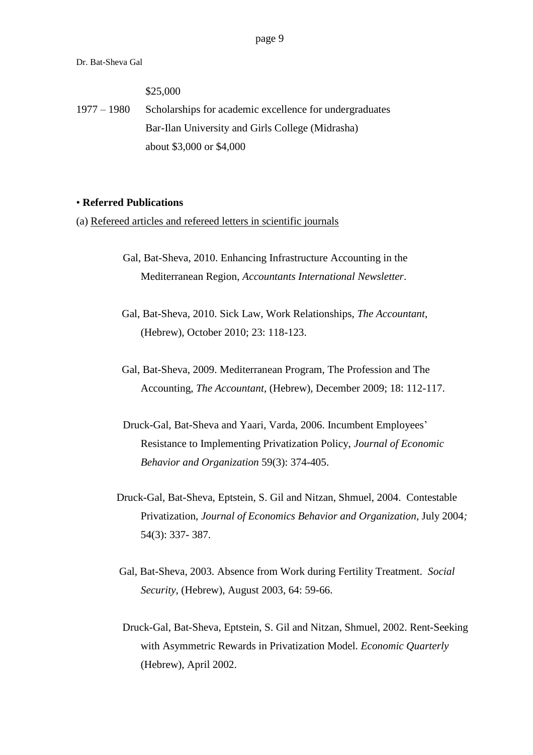$25,000

1977 – 1980 Scholarships for academic excellence for undergraduates
Bar-Ilan University and Girls College (Midrasha)
about $3,000 or $4,000

• **Referred Publications**

(a) Refereed articles and refereed letters in scientific journals

Gal, Bat-Sheva, 2010. Enhancing Infrastructure Accounting in the Mediterranean Region, *Accountants International Newsletter*.

Gal, Bat-Sheva, 2010. Sick Law, Work Relationships, *The Accountant*, (Hebrew), October 2010; 23: 118-123.

Gal, Bat-Sheva, 2009. Mediterranean Program, The Profession and The Accounting, *The Accountant*, (Hebrew), December 2009; 18: 112-117.

Druck-Gal, Bat-Sheva and Yaari, Varda, 2006. Incumbent Employees' Resistance to Implementing Privatization Policy, *Journal of Economic Behavior and Organization* 59(3): 374-405.

Druck-Gal, Bat-Sheva, Eptstein, S. Gil and Nitzan, Shmuel, 2004. Contestable Privatization, *Journal of Economics Behavior and Organization*, July 2004*;* 54(3): 337- 387.

Gal, Bat-Sheva, 2003. Absence from Work during Fertility Treatment. *Social Security*, (Hebrew), August 2003, 64: 59-66.

Druck-Gal, Bat-Sheva, Eptstein, S. Gil and Nitzan, Shmuel, 2002. Rent-Seeking with Asymmetric Rewards in Privatization Model. *Economic Quarterly* (Hebrew), April 2002.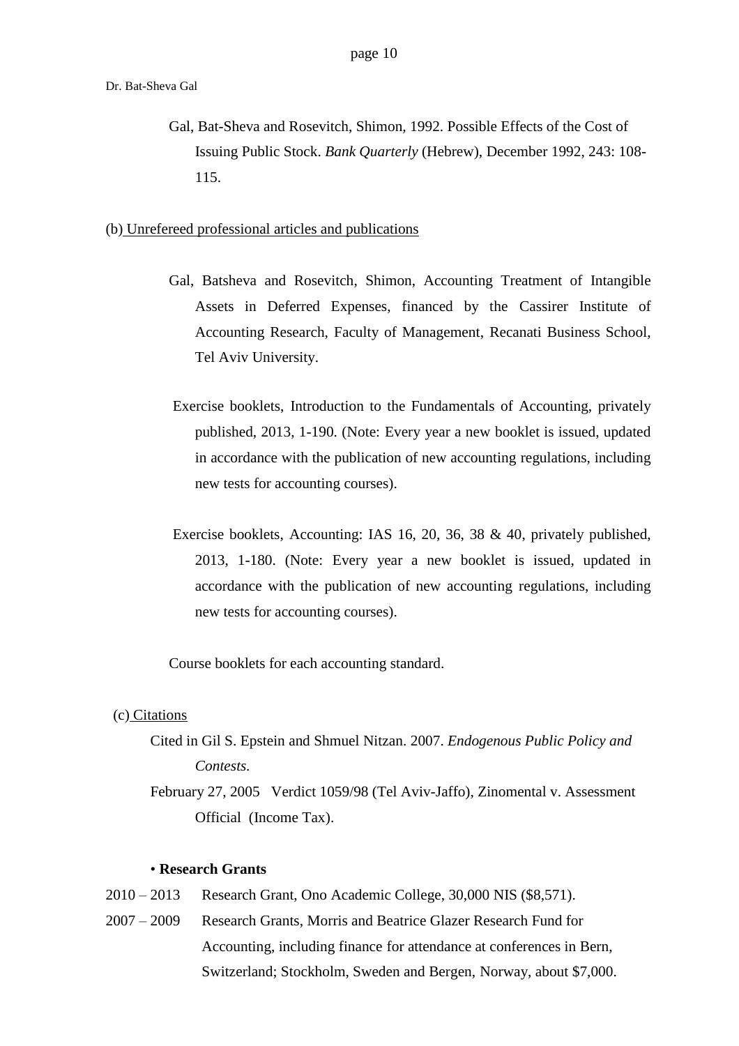Gal, Bat-Sheva and Rosevitch, Shimon, 1992. Possible Effects of the Cost of Issuing Public Stock. *Bank Quarterly* (Hebrew), December 1992, 243: 108-115.

(b) Unrefereed professional articles and publications

Gal, Batsheva and Rosevitch, Shimon, Accounting Treatment of Intangible Assets in Deferred Expenses, financed by the Cassirer Institute of Accounting Research, Faculty of Management, Recanati Business School, Tel Aviv University.

Exercise booklets, Introduction to the Fundamentals of Accounting, privately published, 2013, 1-190. (Note: Every year a new booklet is issued, updated in accordance with the publication of new accounting regulations, including new tests for accounting courses).

Exercise booklets, Accounting: IAS 16, 20, 36, 38 & 40, privately published, 2013, 1-180. (Note: Every year a new booklet is issued, updated in accordance with the publication of new accounting regulations, including new tests for accounting courses).

Course booklets for each accounting standard.

(c) Citations

Cited in Gil S. Epstein and Shmuel Nitzan. 2007. *Endogenous Public Policy and Contests.*

February 27, 2005 Verdict 1059/98 (Tel Aviv-Jaffo), Zinomental v. Assessment Official (Income Tax).

• **Research Grants**

2010 – 2013 Research Grant, Ono Academic College, 30,000 NIS ($8,571).

2007 – 2009 Research Grants, Morris and Beatrice Glazer Research Fund for Accounting, including finance for attendance at conferences in Bern, Switzerland; Stockholm, Sweden and Bergen, Norway, about $7,000.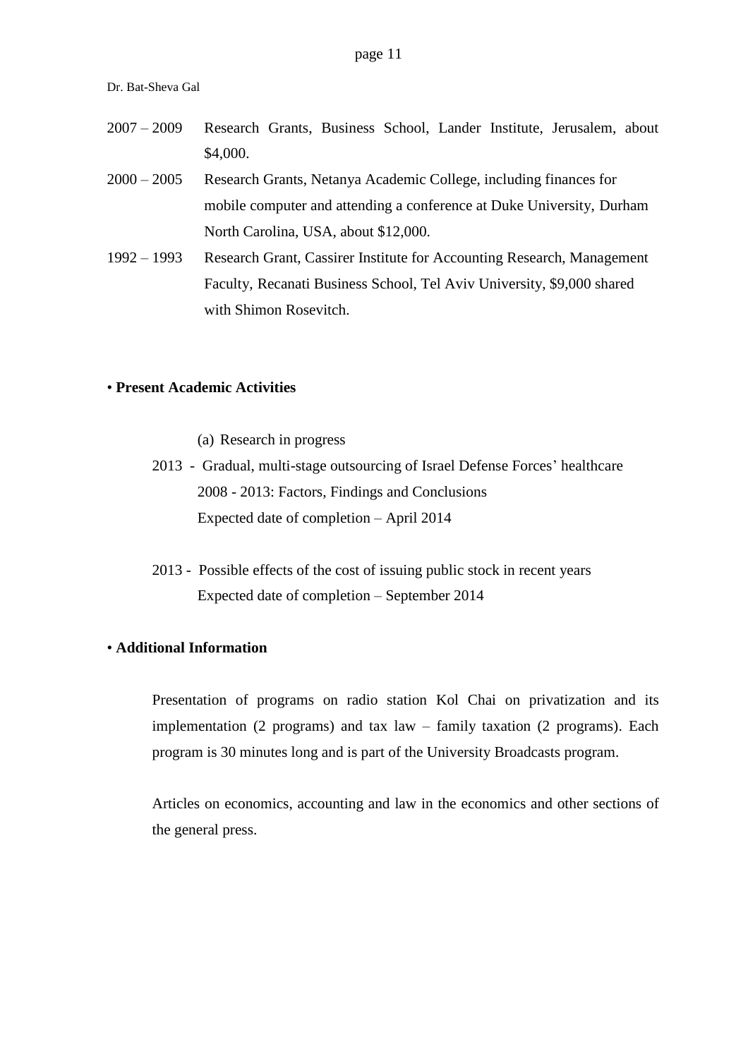2007 – 2009 Research Grants, Business School, Lander Institute, Jerusalem, about $4,000.

2000 – 2005 Research Grants, Netanya Academic College, including finances for mobile computer and attending a conference at Duke University, Durham North Carolina, USA, about $12,000.

1992 – 1993 Research Grant, Cassirer Institute for Accounting Research, Management Faculty, Recanati Business School, Tel Aviv University, $9,000 shared with Shimon Rosevitch.

## • Present Academic Activities

(a) Research in progress

2013 - Gradual, multi-stage outsourcing of Israel Defense Forces' healthcare 2008 - 2013: Factors, Findings and Conclusions
Expected date of completion – April 2014

2013 - Possible effects of the cost of issuing public stock in recent years
Expected date of completion – September 2014

## • Additional Information

Presentation of programs on radio station Kol Chai on privatization and its implementation (2 programs) and tax law – family taxation (2 programs). Each program is 30 minutes long and is part of the University Broadcasts program.

Articles on economics, accounting and law in the economics and other sections of the general press.